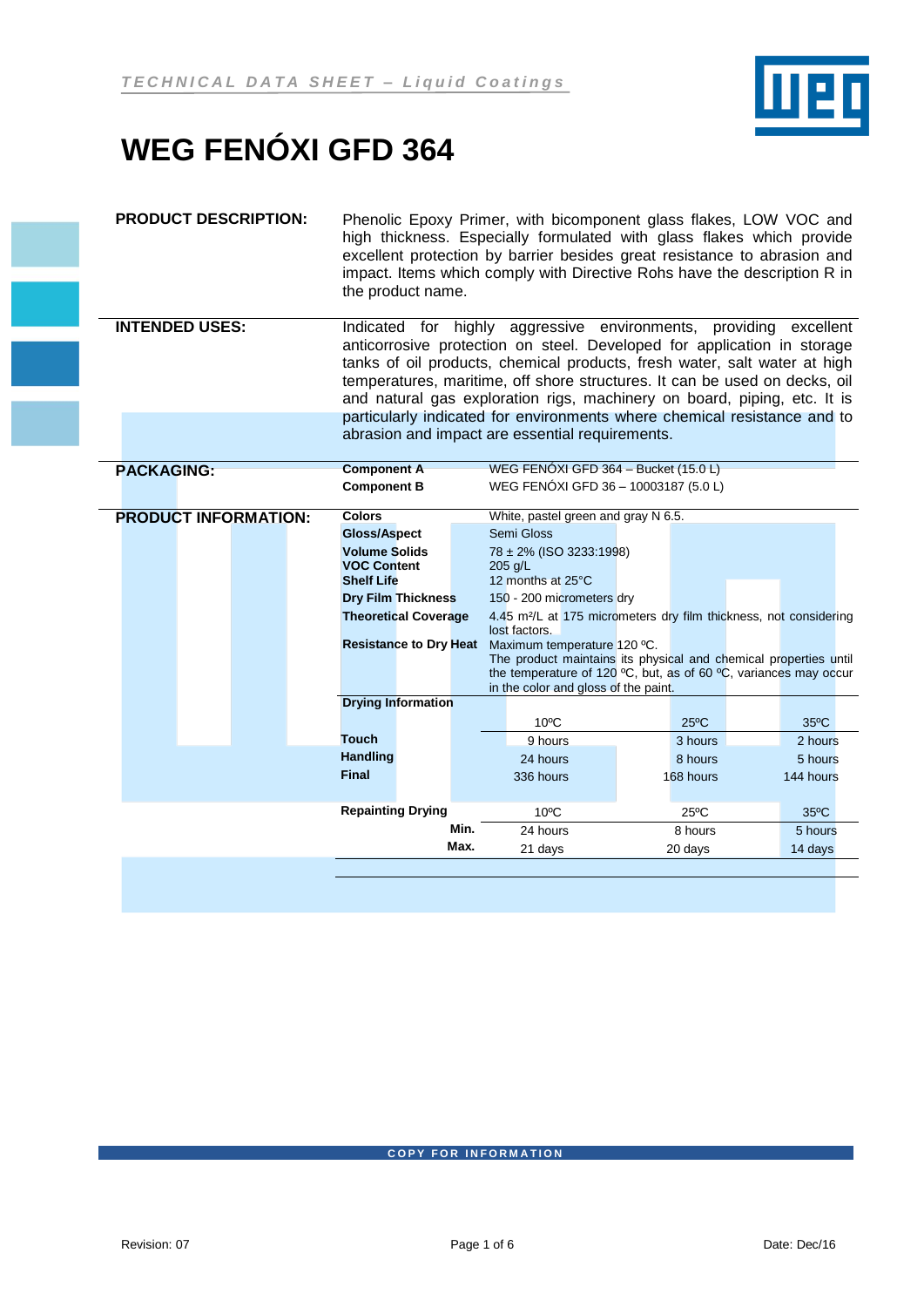TECHNICAL DATA SHEET – Liquid Coatings

# WEG FENÓXI GFD 364

**PRODUCT DESCRIPTION:**

Phenolic Epoxy Primer, with bicomponent glass flakes, LOW VOC and high thickness. Especially formulated with glass flakes which provide excellent protection by barrier besides great resistance to abrasion and impact. Items which comply with Directive Rohs have the description R in the product name.

**INTENDED USES:**

Indicated for highly aggressive environments, providing excellent anticorrosive protection on steel. Developed for application in storage tanks of oil products, chemical products, fresh water, salt water at high temperatures, maritime, off shore structures. It can be used on decks, oil and natural gas exploration rigs, machinery on board, piping, etc. It is particularly indicated for environments where chemical resistance and to abrasion and impact are essential requirements.

**PACKAGING:**

| | |
|---|---|
| **Component A** | WEG FENÓXI GFD 364 – Bucket (15.0 L) |
| **Component B** | WEG FENÓXI GFD 36 – 10003187 (5.0 L) |

**PRODUCT INFORMATION:**

| | |
|---|---|
| **Colors** | White, pastel green and gray N 6.5. |
| **Gloss/Aspect** | Semi Gloss |
| **Volume Solids** | 78 ± 2% (ISO 3233:1998) |
| **VOC Content** | 205 g/L |
| **Shelf Life** | 12 months at 25°C |
| **Dry Film Thickness** | 150 - 200 micrometers dry |
| **Theoretical Coverage** | 4.45 m²/L at 175 micrometers dry film thickness, not considering lost factors. |
| **Resistance to Dry Heat** | Maximum temperature 120 ºC. The product maintains its physical and chemical properties until the temperature of 120 ºC, but, as of 60 ºC, variances may occur in the color and gloss of the paint. |

| Drying Information | 10ºC | 25ºC | 35ºC |
|---|---|---|---|
| Touch | 9 hours | 3 hours | 2 hours |
| Handling | 24 hours | 8 hours | 5 hours |
| Final | 336 hours | 168 hours | 144 hours |

| Repainting Drying | 10ºC | 25ºC | 35ºC |
|---|---|---|---|
| Min. | 24 hours | 8 hours | 5 hours |
| Max. | 21 days | 20 days | 14 days |

COPY FOR INFORMATION

Revision: 07

Date: Dec/16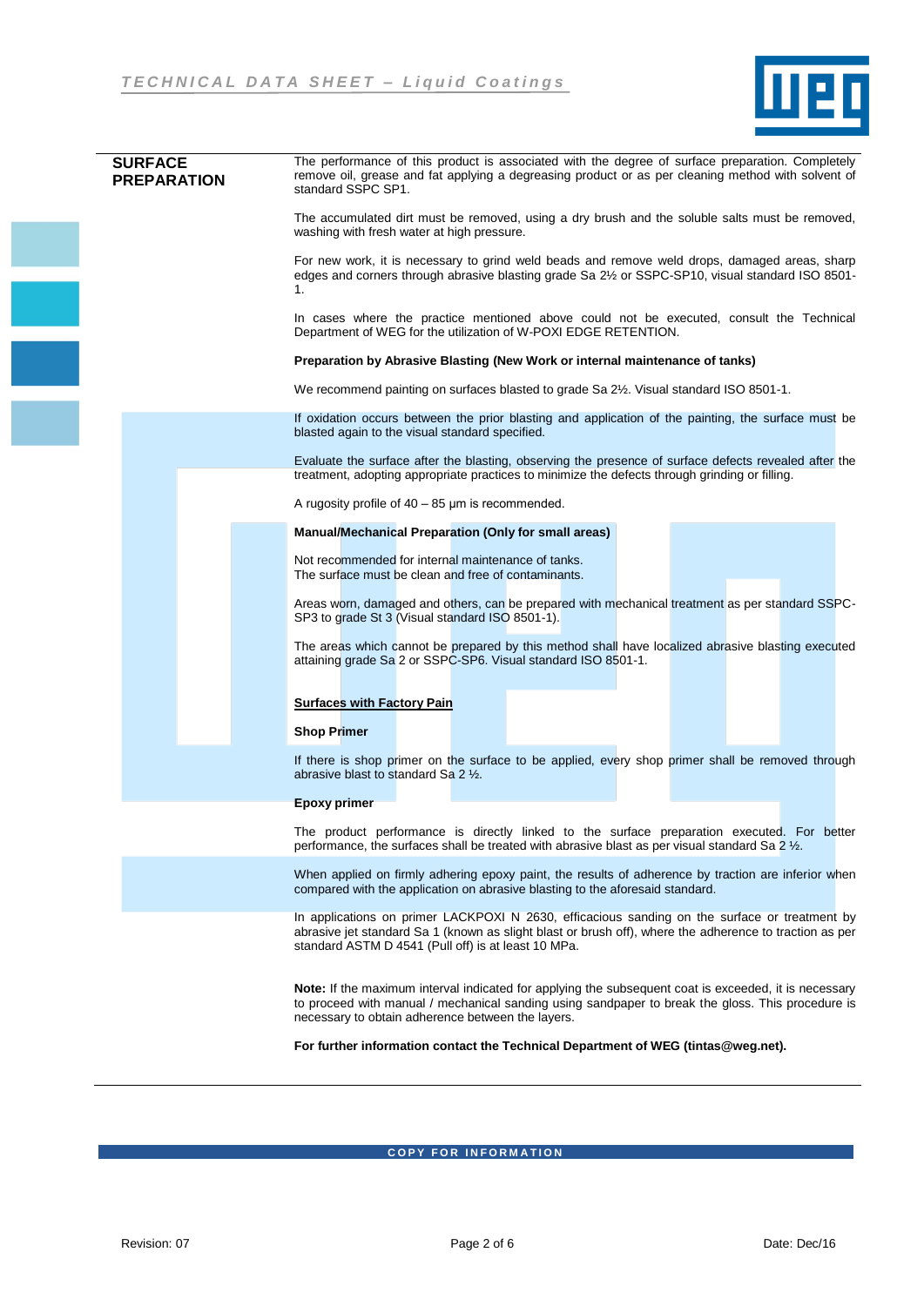## SURFACE PREPARATION

The performance of this product is associated with the degree of surface preparation. Completely remove oil, grease and fat applying a degreasing product or as per cleaning method with solvent of standard SSPC SP1.

The accumulated dirt must be removed, using a dry brush and the soluble salts must be removed, washing with fresh water at high pressure.

For new work, it is necessary to grind weld beads and remove weld drops, damaged areas, sharp edges and corners through abrasive blasting grade Sa 2½ or SSPC-SP10, visual standard ISO 8501-1.

In cases where the practice mentioned above could not be executed, consult the Technical Department of WEG for the utilization of W-POXI EDGE RETENTION.

**Preparation by Abrasive Blasting (New Work or internal maintenance of tanks)**

We recommend painting on surfaces blasted to grade Sa 2½. Visual standard ISO 8501-1.

If oxidation occurs between the prior blasting and application of the painting, the surface must be blasted again to the visual standard specified.

Evaluate the surface after the blasting, observing the presence of surface defects revealed after the treatment, adopting appropriate practices to minimize the defects through grinding or filling.

A rugosity profile of 40 – 85 µm is recommended.

**Manual/Mechanical Preparation (Only for small areas)**

Not recommended for internal maintenance of tanks.
The surface must be clean and free of contaminants.

Areas worn, damaged and others, can be prepared with mechanical treatment as per standard SSPC-SP3 to grade St 3 (Visual standard ISO 8501-1).

The areas which cannot be prepared by this method shall have localized abrasive blasting executed attaining grade Sa 2 or SSPC-SP6. Visual standard ISO 8501-1.

**Surfaces with Factory Pain**

**Shop Primer**

If there is shop primer on the surface to be applied, every shop primer shall be removed through abrasive blast to standard Sa 2 ½.

**Epoxy primer**

The product performance is directly linked to the surface preparation executed. For better performance, the surfaces shall be treated with abrasive blast as per visual standard Sa 2 ½.

When applied on firmly adhering epoxy paint, the results of adherence by traction are inferior when compared with the application on abrasive blasting to the aforesaid standard.

In applications on primer LACKPOXI N 2630, efficacious sanding on the surface or treatment by abrasive jet standard Sa 1 (known as slight blast or brush off), where the adherence to traction as per standard ASTM D 4541 (Pull off) is at least 10 MPa.

**Note:** If the maximum interval indicated for applying the subsequent coat is exceeded, it is necessary to proceed with manual / mechanical sanding using sandpaper to break the gloss. This procedure is necessary to obtain adherence between the layers.

**For further information contact the Technical Department of WEG (tintas@weg.net).**

COPY FOR INFORMATION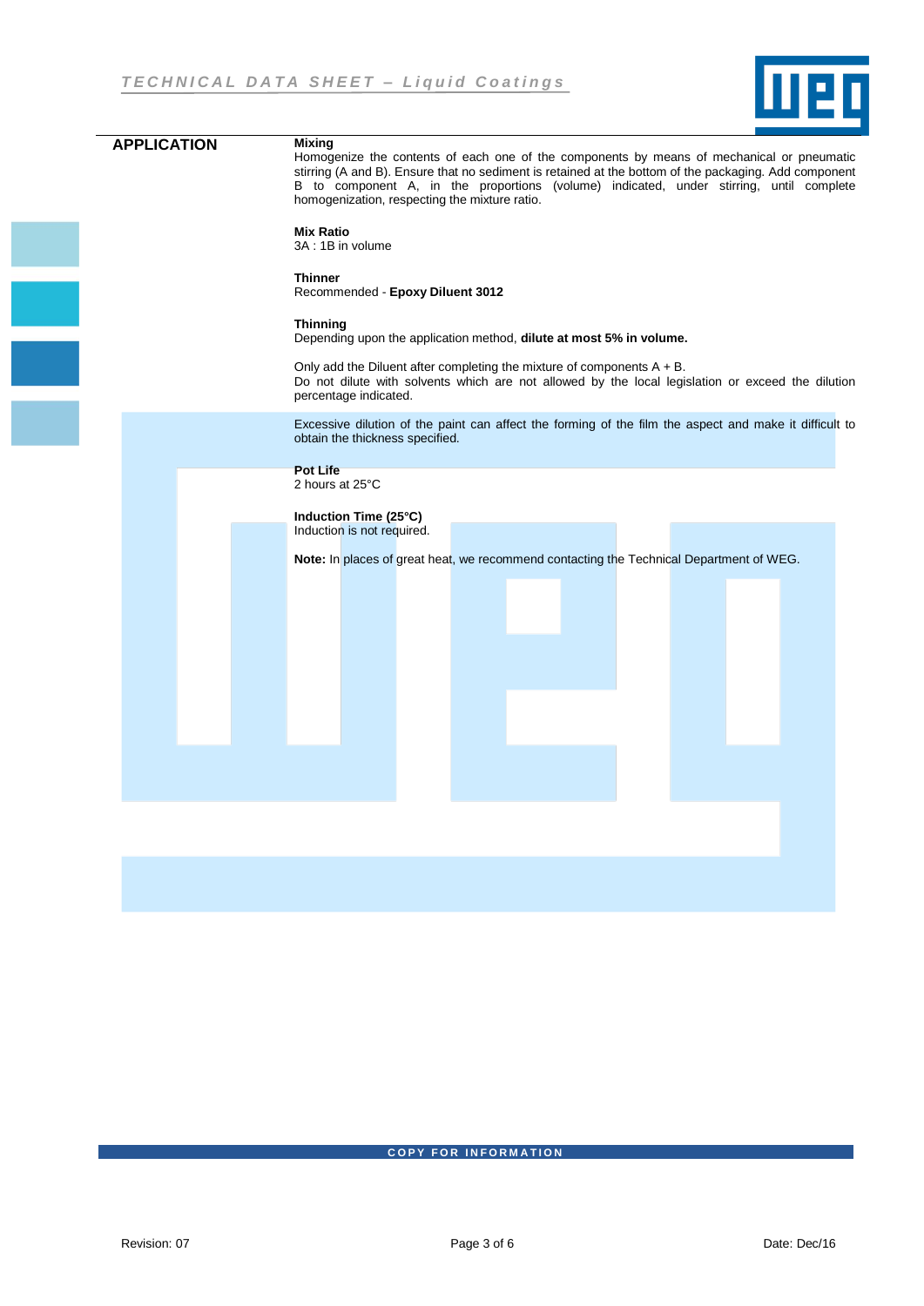## APPLICATION

**Mixing**
Homogenize the contents of each one of the components by means of mechanical or pneumatic stirring (A and B). Ensure that no sediment is retained at the bottom of the packaging. Add component B to component A, in the proportions (volume) indicated, under stirring, until complete homogenization, respecting the mixture ratio.

**Mix Ratio**
3A : 1B in volume

**Thinner**
Recommended - **Epoxy Diluent 3012**

**Thinning**
Depending upon the application method, **dilute at most 5% in volume.**

Only add the Diluent after completing the mixture of components A + B.
Do not dilute with solvents which are not allowed by the local legislation or exceed the dilution percentage indicated.

Excessive dilution of the paint can affect the forming of the film the aspect and make it difficult to obtain the thickness specified.

**Pot Life**
2 hours at 25°C

**Induction Time (25°C)**
Induction is not required.

**Note:** In places of great heat, we recommend contacting the Technical Department of WEG.

COPY FOR INFORMATION

Revision: 07

Date: Dec/16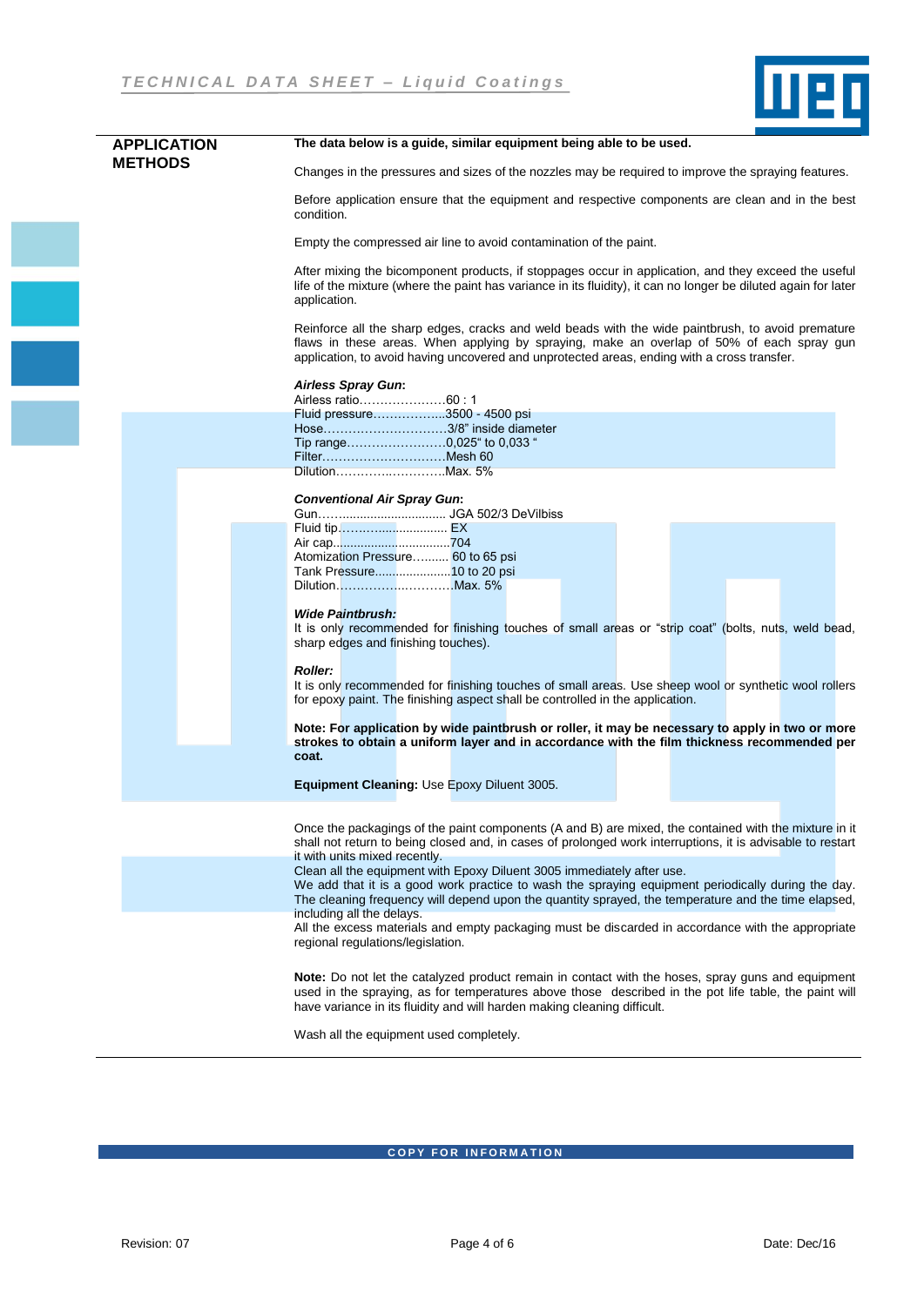## APPLICATION METHODS

**The data below is a guide, similar equipment being able to be used.**

Changes in the pressures and sizes of the nozzles may be required to improve the spraying features.

Before application ensure that the equipment and respective components are clean and in the best condition.

Empty the compressed air line to avoid contamination of the paint.

After mixing the bicomponent products, if stoppages occur in application, and they exceed the useful life of the mixture (where the paint has variance in its fluidity), it can no longer be diluted again for later application.

Reinforce all the sharp edges, cracks and weld beads with the wide paintbrush, to avoid premature flaws in these areas. When applying by spraying, make an overlap of 50% of each spray gun application, to avoid having uncovered and unprotected areas, ending with a cross transfer.

***Airless Spray Gun*:**

Airless ratio…………………60 : 1
Fluid pressure……………...3500 - 4500 psi
Hose…………………………3/8" inside diameter
Tip range……………………0,025" to 0,033 "
Filter…………………………Mesh 60
Dilution………….…………Max. 5%

***Conventional Air Spray Gun*:**

Gun……............................ JGA 502/3 DeVilbiss
Fluid tip……….................. EX
Air cap.................................704
Atomization Pressure.......... 60 to 65 psi
Tank Pressure......................10 to 20 psi
Dilution……………..…………Max. 5%

***Wide Paintbrush:***
It is only recommended for finishing touches of small areas or "strip coat" (bolts, nuts, weld bead, sharp edges and finishing touches).

***Roller:***
It is only recommended for finishing touches of small areas. Use sheep wool or synthetic wool rollers for epoxy paint. The finishing aspect shall be controlled in the application.

**Note: For application by wide paintbrush or roller, it may be necessary to apply in two or more strokes to obtain a uniform layer and in accordance with the film thickness recommended per coat.**

**Equipment Cleaning:** Use Epoxy Diluent 3005.

Once the packagings of the paint components (A and B) are mixed, the contained with the mixture in it shall not return to being closed and, in cases of prolonged work interruptions, it is advisable to restart it with units mixed recently.
Clean all the equipment with Epoxy Diluent 3005 immediately after use.
We add that it is a good work practice to wash the spraying equipment periodically during the day. The cleaning frequency will depend upon the quantity sprayed, the temperature and the time elapsed, including all the delays.
All the excess materials and empty packaging must be discarded in accordance with the appropriate regional regulations/legislation.

**Note:** Do not let the catalyzed product remain in contact with the hoses, spray guns and equipment used in the spraying, as for temperatures above those described in the pot life table, the paint will have variance in its fluidity and will harden making cleaning difficult.

Wash all the equipment used completely.

COPY FOR INFORMATION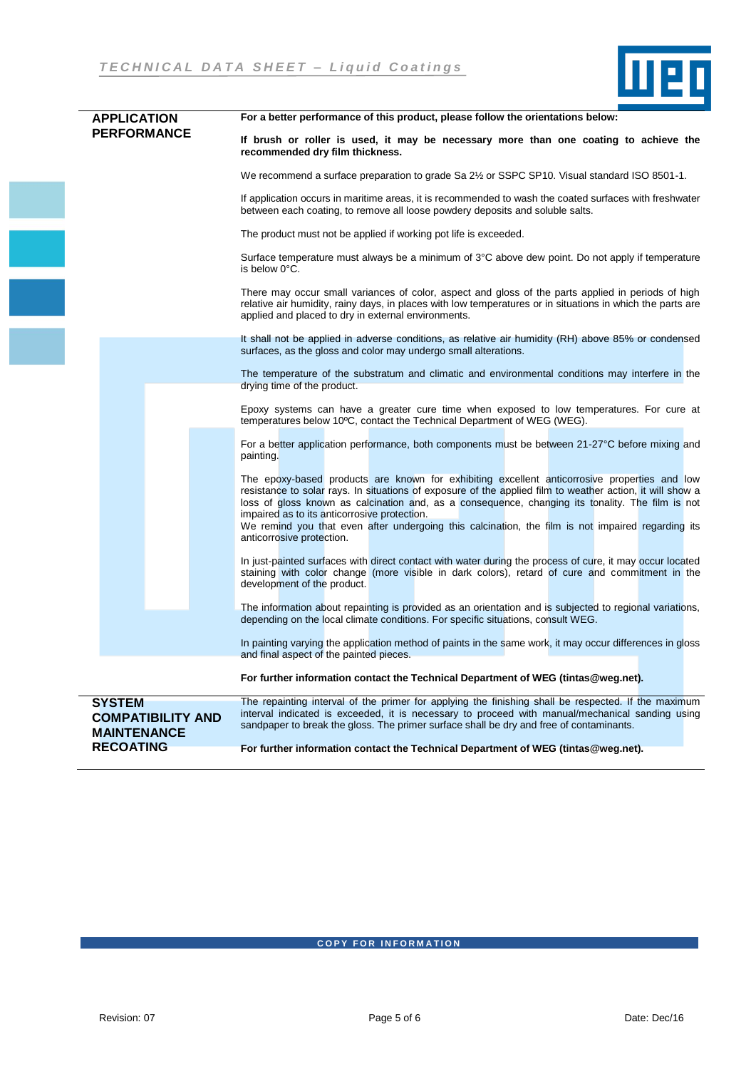## APPLICATION PERFORMANCE

**For a better performance of this product, please follow the orientations below:**

**If brush or roller is used, it may be necessary more than one coating to achieve the recommended dry film thickness.**

We recommend a surface preparation to grade Sa 2½ or SSPC SP10. Visual standard ISO 8501-1.

If application occurs in maritime areas, it is recommended to wash the coated surfaces with freshwater between each coating, to remove all loose powdery deposits and soluble salts.

The product must not be applied if working pot life is exceeded.

Surface temperature must always be a minimum of 3°C above dew point. Do not apply if temperature is below 0°C.

There may occur small variances of color, aspect and gloss of the parts applied in periods of high relative air humidity, rainy days, in places with low temperatures or in situations in which the parts are applied and placed to dry in external environments.

It shall not be applied in adverse conditions, as relative air humidity (RH) above 85% or condensed surfaces, as the gloss and color may undergo small alterations.

The temperature of the substratum and climatic and environmental conditions may interfere in the drying time of the product.

Epoxy systems can have a greater cure time when exposed to low temperatures. For cure at temperatures below 10ºC, contact the Technical Department of WEG (WEG).

For a better application performance, both components must be between 21-27°C before mixing and painting.

The epoxy-based products are known for exhibiting excellent anticorrosive properties and low resistance to solar rays. In situations of exposure of the applied film to weather action, it will show a loss of gloss known as calcination and, as a consequence, changing its tonality. The film is not impaired as to its anticorrosive protection.
We remind you that even after undergoing this calcination, the film is not impaired regarding its anticorrosive protection.

In just-painted surfaces with direct contact with water during the process of cure, it may occur located staining with color change (more visible in dark colors), retard of cure and commitment in the development of the product.

The information about repainting is provided as an orientation and is subjected to regional variations, depending on the local climate conditions. For specific situations, consult WEG.

In painting varying the application method of paints in the same work, it may occur differences in gloss and final aspect of the painted pieces.

**For further information contact the Technical Department of WEG (tintas@weg.net).**

## SYSTEM COMPATIBILITY AND MAINTENANCE RECOATING

The repainting interval of the primer for applying the finishing shall be respected. If the maximum interval indicated is exceeded, it is necessary to proceed with manual/mechanical sanding using sandpaper to break the gloss. The primer surface shall be dry and free of contaminants.

**For further information contact the Technical Department of WEG (tintas@weg.net).**

COPY FOR INFORMATION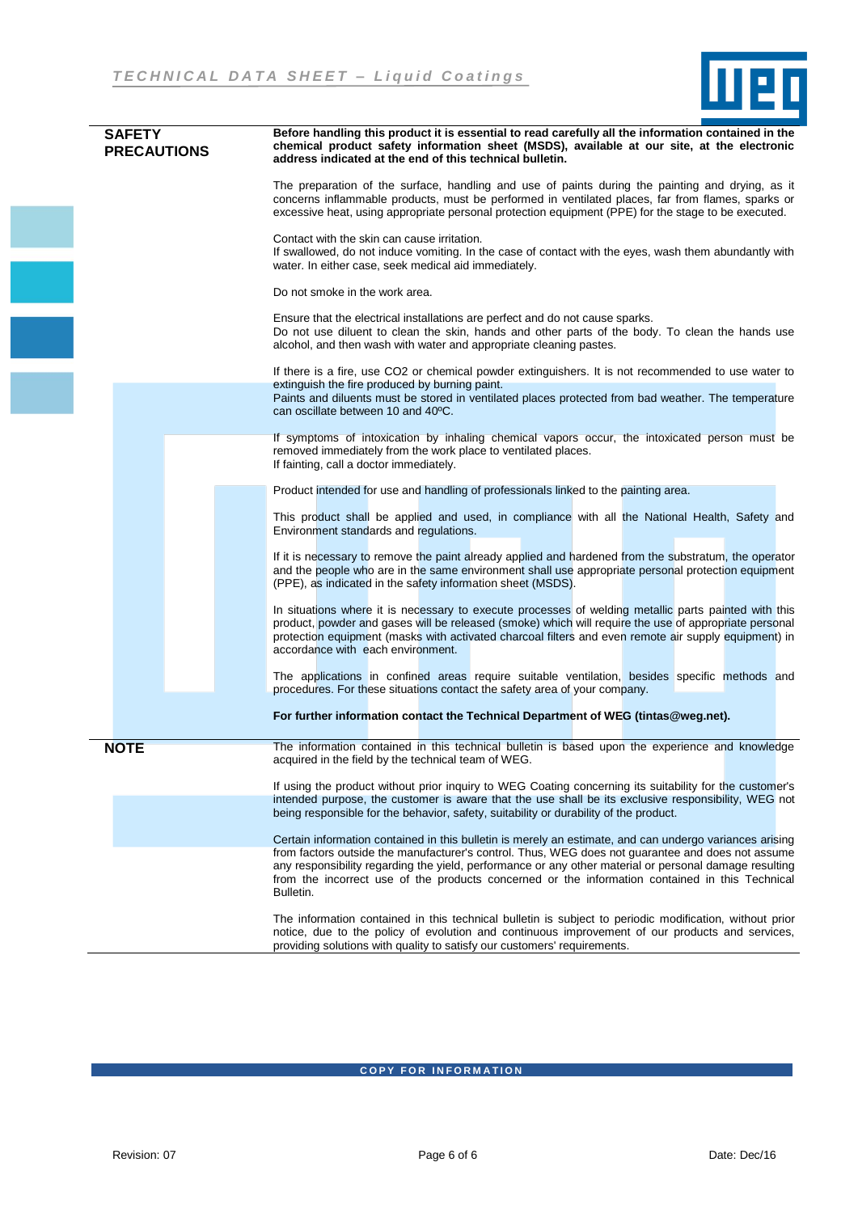## SAFETY PRECAUTIONS

**Before handling this product it is essential to read carefully all the information contained in the chemical product safety information sheet (MSDS), available at our site, at the electronic address indicated at the end of this technical bulletin.**

The preparation of the surface, handling and use of paints during the painting and drying, as it concerns inflammable products, must be performed in ventilated places, far from flames, sparks or excessive heat, using appropriate personal protection equipment (PPE) for the stage to be executed.

Contact with the skin can cause irritation.
If swallowed, do not induce vomiting. In the case of contact with the eyes, wash them abundantly with water. In either case, seek medical aid immediately.

Do not smoke in the work area.

Ensure that the electrical installations are perfect and do not cause sparks.
Do not use diluent to clean the skin, hands and other parts of the body. To clean the hands use alcohol, and then wash with water and appropriate cleaning pastes.

If there is a fire, use $CO_2$ or chemical powder extinguishers. It is not recommended to use water to extinguish the fire produced by burning paint.
Paints and diluents must be stored in ventilated places protected from bad weather. The temperature can oscillate between 10 and 40ºC.

If symptoms of intoxication by inhaling chemical vapors occur, the intoxicated person must be removed immediately from the work place to ventilated places.
If fainting, call a doctor immediately.

Product intended for use and handling of professionals linked to the painting area.

This product shall be applied and used, in compliance with all the National Health, Safety and Environment standards and regulations.

If it is necessary to remove the paint already applied and hardened from the substratum, the operator and the people who are in the same environment shall use appropriate personal protection equipment (PPE), as indicated in the safety information sheet (MSDS).

In situations where it is necessary to execute processes of welding metallic parts painted with this product, powder and gases will be released (smoke) which will require the use of appropriate personal protection equipment (masks with activated charcoal filters and even remote air supply equipment) in accordance with each environment.

The applications in confined areas require suitable ventilation, besides specific methods and procedures. For these situations contact the safety area of your company.

**For further information contact the Technical Department of WEG (tintas@weg.net).**

## NOTE

The information contained in this technical bulletin is based upon the experience and knowledge acquired in the field by the technical team of WEG.

If using the product without prior inquiry to WEG Coating concerning its suitability for the customer's intended purpose, the customer is aware that the use shall be its exclusive responsibility, WEG not being responsible for the behavior, safety, suitability or durability of the product.

Certain information contained in this bulletin is merely an estimate, and can undergo variances arising from factors outside the manufacturer's control. Thus, WEG does not guarantee and does not assume any responsibility regarding the yield, performance or any other material or personal damage resulting from the incorrect use of the products concerned or the information contained in this Technical Bulletin.

The information contained in this technical bulletin is subject to periodic modification, without prior notice, due to the policy of evolution and continuous improvement of our products and services, providing solutions with quality to satisfy our customers' requirements.

COPY FOR INFORMATION